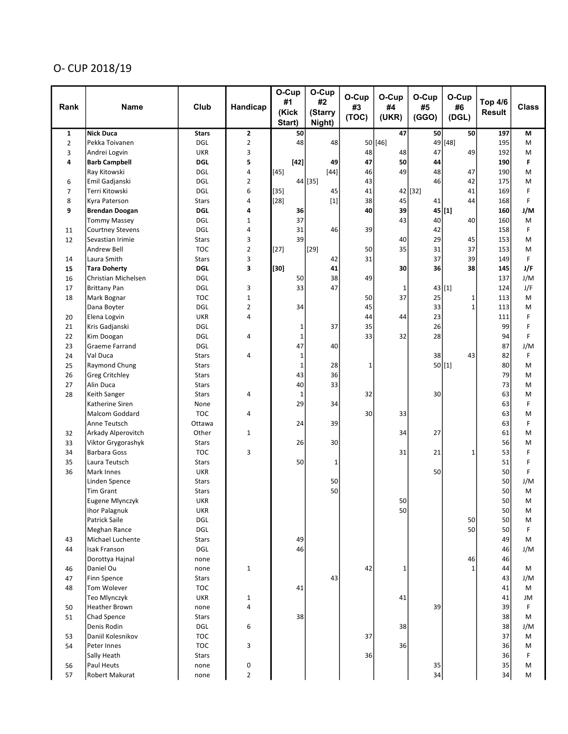# O- CUP 2018/19

| Rank | Name | Club | Handicap | O-Cup #1 (Kick Start) | O-Cup #2 (Starry Night) | O-Cup #3 (TOC) | O-Cup #4 (UKR) | O-Cup #5 (GGO) | O-Cup #6 (DGL) | Top 4/6 Result | Class |
|---|---|---|---|---|---|---|---|---|---|---|---|
| **1** | **Nick Duca** | **Stars** | **2** | **50** | | | **47** | **50** | **50** | **197** | **M** |
| 2 | Pekka Toivanen | DGL | 2 | 48 | 48 | 50 | [46] | 49 | [48] | 195 | M |
| 3 | Andrei Logvin | UKR | 3 | | | 48 | 48 | 47 | 49 | 192 | M |
| **4** | **Barb Campbell** | **DGL** | **5** | **[42]** | **49** | **47** | **50** | **44** | | **190** | **F** |
| | Ray Kitowski | DGL | 4 | [45] | [44] | 46 | 49 | 48 | 47 | 190 | M |
| 6 | Emil Gadjanski | DGL | 2 | 44 | [35] | 43 | | 46 | 42 | 175 | M |
| 7 | Terri Kitowski | DGL | 6 | [35] | 45 | 41 | 42 | [32] | 41 | 169 | F |
| 8 | Kyra Paterson | Stars | 4 | [28] | [1] | 38 | 45 | 41 | 44 | 168 | F |
| **9** | **Brendan Doogan** | **DGL** | **4** | **36** | | **40** | **39** | **45** | **[1]** | **160** | **J/M** |
| | Tommy Massey | DGL | 1 | 37 | | | 43 | 40 | 40 | 160 | M |
| 11 | Courtney Stevens | DGL | 4 | 31 | 46 | 39 | | 42 | | 158 | F |
| 12 | Sevastian Irimie | Stars | 3 | 39 | | | 40 | 29 | 45 | 153 | M |
| | Andrew Bell | TOC | 2 | [27] | [29] | 50 | 35 | 31 | 37 | 153 | M |
| 14 | Laura Smith | Stars | 3 | | 42 | 31 | | 37 | 39 | 149 | F |
| **15** | **Tara Doherty** | **DGL** | **3** | **[30]** | **41** | | **30** | **36** | **38** | **145** | **J/F** |
| 16 | Christian Michelsen | DGL | | 50 | 38 | 49 | | | | 137 | J/M |
| 17 | Brittany Pan | DGL | 3 | 33 | 47 | | 1 | 43 | [1] | 124 | J/F |
| 18 | Mark Bognar | TOC | 1 | | | 50 | 37 | 25 | 1 | 113 | M |
| | Dana Boyter | DGL | 2 | 34 | | 45 | | 33 | 1 | 113 | M |
| 20 | Elena Logvin | UKR | 4 | | | 44 | 44 | 23 | | 111 | F |
| 21 | Kris Gadjanski | DGL | | 1 | 37 | 35 | | 26 | | 99 | F |
| 22 | Kim Doogan | DGL | 4 | 1 | | 33 | 32 | 28 | | 94 | F |
| 23 | Graeme Farrand | DGL | | 47 | 40 | | | | | 87 | J/M |
| 24 | Val Duca | Stars | 4 | 1 | | | | 38 | 43 | 82 | F |
| 25 | Raymond Chung | Stars | | 1 | 28 | 1 | | 50 | [1] | 80 | M |
| 26 | Greg Critchley | Stars | | 43 | 36 | | | | | 79 | M |
| 27 | Alin Duca | Stars | | 40 | 33 | | | | | 73 | M |
| 28 | Keith Sanger | Stars | 4 | 1 | | 32 | | 30 | | 63 | M |
| | Katherine Siren | None | | 29 | 34 | | | | | 63 | F |
| | Malcom Goddard | TOC | 4 | | | 30 | 33 | | | 63 | M |
| | Anne Teutsch | Ottawa | | 24 | 39 | | | | | 63 | F |
| 32 | Arkady Alperovitch | Other | 1 | | | | 34 | 27 | | 61 | M |
| 33 | Viktor Grygorashyk | Stars | | 26 | 30 | | | | | 56 | M |
| 34 | Barbara Goss | TOC | 3 | | | | 31 | 21 | 1 | 53 | F |
| 35 | Laura Teutsch | Stars | | 50 | 1 | | | | | 51 | F |
| 36 | Mark Innes | UKR | | | | | | 50 | | 50 | F |
| | Linden Spence | Stars | | | 50 | | | | | 50 | J/M |
| | Tim Grant | Stars | | | 50 | | | | | 50 | M |
| | Eugene Mlynczyk | UKR | | | | | 50 | | | 50 | M |
| | Ihor Palagnuk | UKR | | | | | 50 | | | 50 | M |
| | Patrick Saile | DGL | | | | | | | 50 | 50 | M |
| | Meghan Rance | DGL | | | | | | | 50 | 50 | F |
| 43 | Michael Luchente | Stars | | 49 | | | | | | 49 | M |
| 44 | Isak Franson | DGL | | 46 | | | | | | 46 | J/M |
| | Dorottya Hajnal | none | | | | | | | 46 | 46 | |
| 46 | Daniel Ou | none | 1 | | | 42 | 1 | | 1 | 44 | M |
| 47 | Finn Spence | Stars | | | 43 | | | | | 43 | J/M |
| 48 | Tom Wolever | TOC | | 41 | | | | | | 41 | M |
| | Teo Mlynczyk | UKR | 1 | | | | 41 | | | 41 | JM |
| 50 | Heather Brown | none | 4 | | | | | 39 | | 39 | F |
| 51 | Chad Spence | Stars | | 38 | | | | | | 38 | M |
| | Denis Rodin | DGL | 6 | | | | 38 | | | 38 | J/M |
| 53 | Daniil Kolesnikov | TOC | | | | 37 | | | | 37 | M |
| 54 | Peter Innes | TOC | 3 | | | | 36 | | | 36 | M |
| | Sally Heath | Stars | | | | 36 | | | | 36 | F |
| 56 | Paul Heuts | none | 0 | | | | | 35 | | 35 | M |
| 57 | Robert Makurat | none | 2 | | | | | 34 | | 34 | M |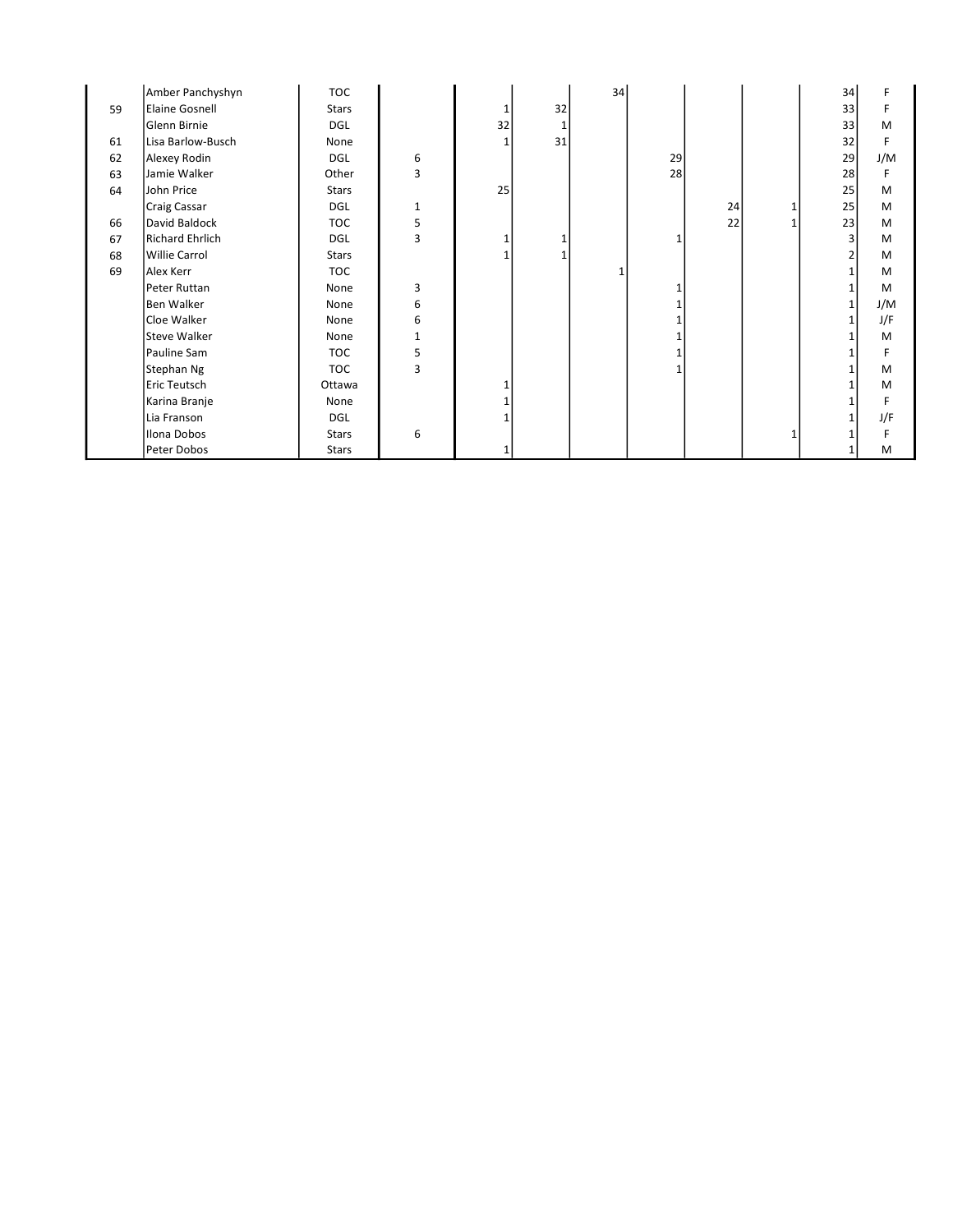| | | | | | | | | | | | |
|---|---|---|---|---|---|---|---|---|---|---|---|
| | Amber Panchyshyn | TOC | | | | 34 | | | | 34 | F |
| 59 | Elaine Gosnell | Stars | | 1 | 32 | | | | | 33 | F |
| | Glenn Birnie | DGL | | 32 | 1 | | | | | 33 | M |
| 61 | Lisa Barlow-Busch | None | | 1 | 31 | | | | | 32 | F |
| 62 | Alexey Rodin | DGL | 6 | | | | 29 | | | 29 | J/M |
| 63 | Jamie Walker | Other | 3 | | | | 28 | | | 28 | F |
| 64 | John Price | Stars | | 25 | | | | | | 25 | M |
| | Craig Cassar | DGL | 1 | | | | | 24 | 1 | 25 | M |
| 66 | David Baldock | TOC | 5 | | | | | 22 | 1 | 23 | M |
| 67 | Richard Ehrlich | DGL | 3 | 1 | 1 | | 1 | | | 3 | M |
| 68 | Willie Carrol | Stars | | 1 | 1 | | | | | 2 | M |
| 69 | Alex Kerr | TOC | | | | 1 | | | | 1 | M |
| | Peter Ruttan | None | 3 | | | | 1 | | | 1 | M |
| | Ben Walker | None | 6 | | | | 1 | | | 1 | J/M |
| | Cloe Walker | None | 6 | | | | 1 | | | 1 | J/F |
| | Steve Walker | None | 1 | | | | 1 | | | 1 | M |
| | Pauline Sam | TOC | 5 | | | | 1 | | | 1 | F |
| | Stephan Ng | TOC | 3 | | | | 1 | | | 1 | M |
| | Eric Teutsch | Ottawa | | 1 | | | | | | 1 | M |
| | Karina Branje | None | | 1 | | | | | | 1 | F |
| | Lia Franson | DGL | | 1 | | | | | | 1 | J/F |
| | Ilona Dobos | Stars | 6 | | | | | | 1 | 1 | F |
| | Peter Dobos | Stars | | 1 | | | | | | 1 | M |